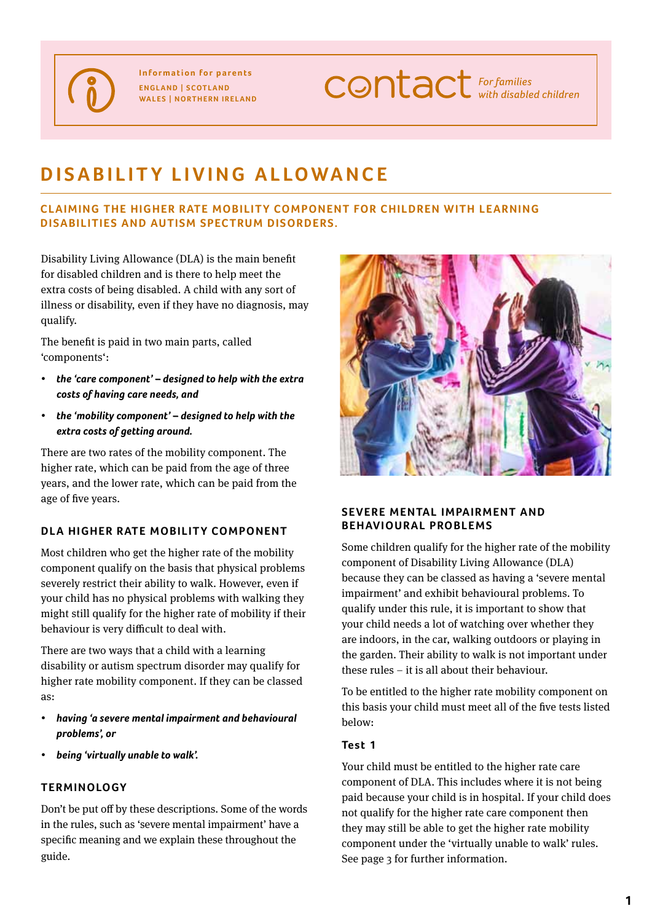Information for parents
ENGLAND | SCOTLAND
WALES | NORTHERN IRELAND

contact *For families with disabled children*

# DISABILITY LIVING ALLOWANCE

## CLAIMING THE HIGHER RATE MOBILITY COMPONENT FOR CHILDREN WITH LEARNING DISABILITIES AND AUTISM SPECTRUM DISORDERS.

Disability Living Allowance (DLA) is the main benefit for disabled children and is there to help meet the extra costs of being disabled. A child with any sort of illness or disability, even if they have no diagnosis, may qualify.

The benefit is paid in two main parts, called 'components':

- ***the 'care component' – designed to help with the extra costs of having care needs, and***
- ***the 'mobility component' – designed to help with the extra costs of getting around.***

There are two rates of the mobility component. The higher rate, which can be paid from the age of three years, and the lower rate, which can be paid from the age of five years.

### DLA HIGHER RATE MOBILITY COMPONENT

Most children who get the higher rate of the mobility component qualify on the basis that physical problems severely restrict their ability to walk. However, even if your child has no physical problems with walking they might still qualify for the higher rate of mobility if their behaviour is very difficult to deal with.

There are two ways that a child with a learning disability or autism spectrum disorder may qualify for higher rate mobility component. If they can be classed as:

- ***having 'a severe mental impairment and behavioural problems', or***
- ***being 'virtually unable to walk'.***

### TERMINOLOGY

Don't be put off by these descriptions. Some of the words in the rules, such as 'severe mental impairment' have a specific meaning and we explain these throughout the guide.

### SEVERE MENTAL IMPAIRMENT AND BEHAVIOURAL PROBLEMS

Some children qualify for the higher rate of the mobility component of Disability Living Allowance (DLA) because they can be classed as having a 'severe mental impairment' and exhibit behavioural problems. To qualify under this rule, it is important to show that your child needs a lot of watching over whether they are indoors, in the car, walking outdoors or playing in the garden. Their ability to walk is not important under these rules – it is all about their behaviour.

To be entitled to the higher rate mobility component on this basis your child must meet all of the five tests listed below:

#### Test 1

Your child must be entitled to the higher rate care component of DLA. This includes where it is not being paid because your child is in hospital. If your child does not qualify for the higher rate care component then they may still be able to get the higher rate mobility component under the 'virtually unable to walk' rules. See page 3 for further information.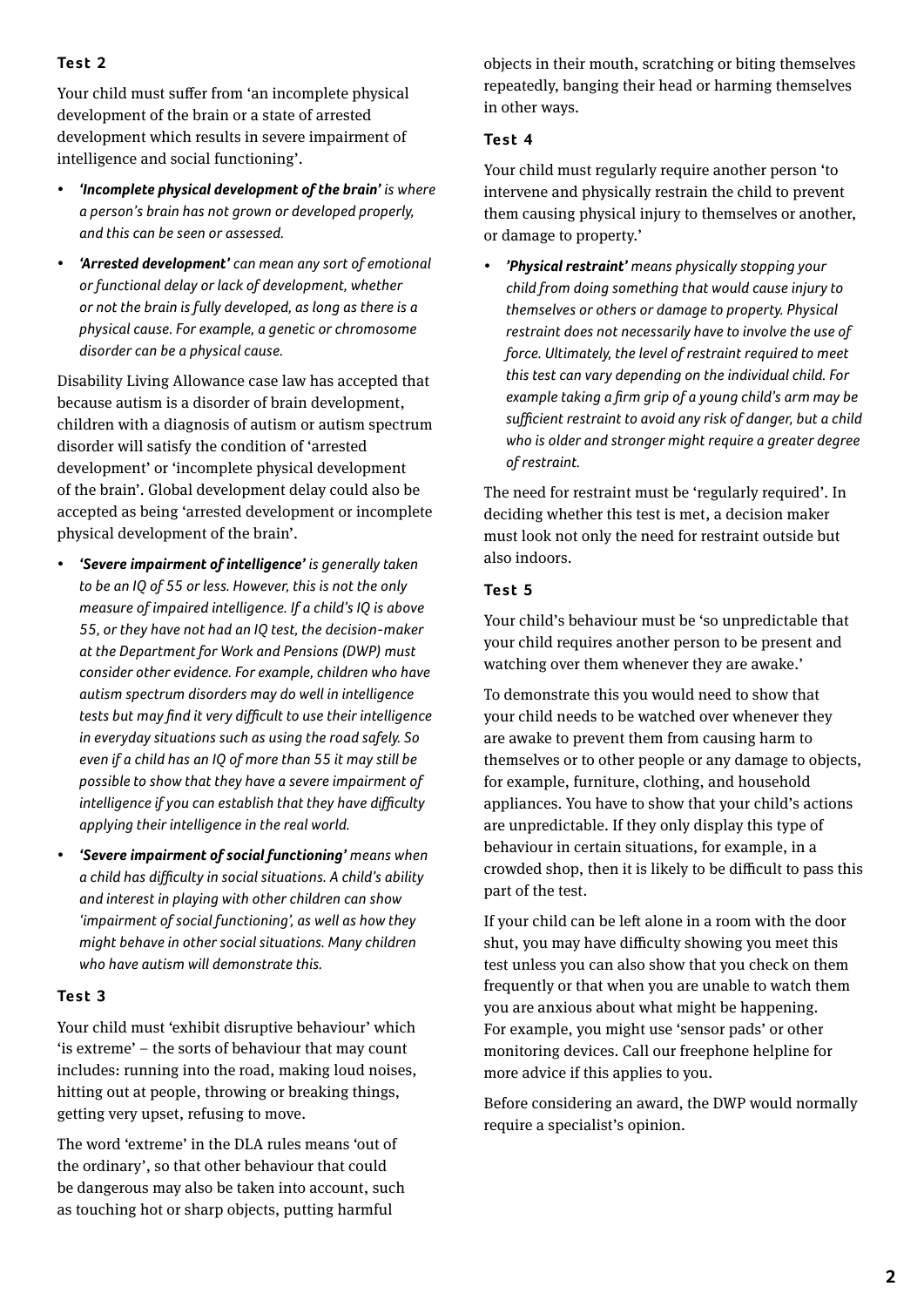### Test 2

Your child must suffer from 'an incomplete physical development of the brain or a state of arrested development which results in severe impairment of intelligence and social functioning'.

- ***'Incomplete physical development of the brain'*** *is where a person's brain has not grown or developed properly, and this can be seen or assessed.*
- ***'Arrested development'*** *can mean any sort of emotional or functional delay or lack of development, whether or not the brain is fully developed, as long as there is a physical cause. For example, a genetic or chromosome disorder can be a physical cause.*

Disability Living Allowance case law has accepted that because autism is a disorder of brain development, children with a diagnosis of autism or autism spectrum disorder will satisfy the condition of 'arrested development' or 'incomplete physical development of the brain'. Global development delay could also be accepted as being 'arrested development or incomplete physical development of the brain'.

- ***'Severe impairment of intelligence'*** *is generally taken to be an IQ of 55 or less. However, this is not the only measure of impaired intelligence. If a child's IQ is above 55, or they have not had an IQ test, the decision-maker at the Department for Work and Pensions (DWP) must consider other evidence. For example, children who have autism spectrum disorders may do well in intelligence tests but may find it very difficult to use their intelligence in everyday situations such as using the road safely. So even if a child has an IQ of more than 55 it may still be possible to show that they have a severe impairment of intelligence if you can establish that they have difficulty applying their intelligence in the real world.*
- ***'Severe impairment of social functioning'*** *means when a child has difficulty in social situations. A child's ability and interest in playing with other children can show 'impairment of social functioning', as well as how they might behave in other social situations. Many children who have autism will demonstrate this.*

### Test 3

Your child must 'exhibit disruptive behaviour' which 'is extreme' – the sorts of behaviour that may count includes: running into the road, making loud noises, hitting out at people, throwing or breaking things, getting very upset, refusing to move.

The word 'extreme' in the DLA rules means 'out of the ordinary', so that other behaviour that could be dangerous may also be taken into account, such as touching hot or sharp objects, putting harmful objects in their mouth, scratching or biting themselves repeatedly, banging their head or harming themselves in other ways.

### Test 4

Your child must regularly require another person 'to intervene and physically restrain the child to prevent them causing physical injury to themselves or another, or damage to property.'

- ***'Physical restraint'*** *means physically stopping your child from doing something that would cause injury to themselves or others or damage to property. Physical restraint does not necessarily have to involve the use of force. Ultimately, the level of restraint required to meet this test can vary depending on the individual child. For example taking a firm grip of a young child's arm may be sufficient restraint to avoid any risk of danger, but a child who is older and stronger might require a greater degree of restraint.*

The need for restraint must be 'regularly required'. In deciding whether this test is met, a decision maker must look not only the need for restraint outside but also indoors.

### Test 5

Your child's behaviour must be 'so unpredictable that your child requires another person to be present and watching over them whenever they are awake.'

To demonstrate this you would need to show that your child needs to be watched over whenever they are awake to prevent them from causing harm to themselves or to other people or any damage to objects, for example, furniture, clothing, and household appliances. You have to show that your child's actions are unpredictable. If they only display this type of behaviour in certain situations, for example, in a crowded shop, then it is likely to be difficult to pass this part of the test.

If your child can be left alone in a room with the door shut, you may have difficulty showing you meet this test unless you can also show that you check on them frequently or that when you are unable to watch them you are anxious about what might be happening. For example, you might use 'sensor pads' or other monitoring devices. Call our freephone helpline for more advice if this applies to you.

Before considering an award, the DWP would normally require a specialist's opinion.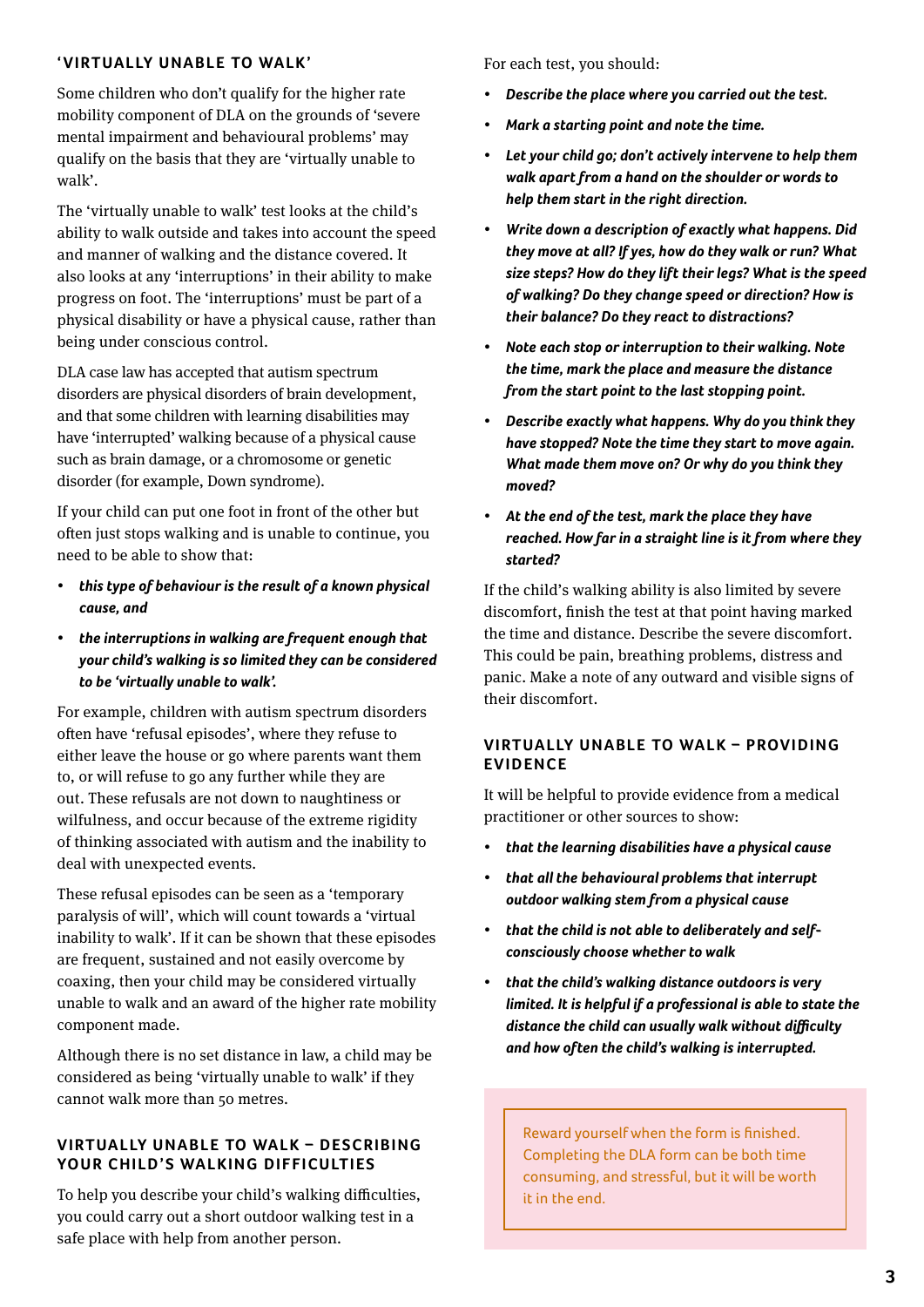## 'VIRTUALLY UNABLE TO WALK'

Some children who don't qualify for the higher rate mobility component of DLA on the grounds of 'severe mental impairment and behavioural problems' may qualify on the basis that they are 'virtually unable to walk'.

The 'virtually unable to walk' test looks at the child's ability to walk outside and takes into account the speed and manner of walking and the distance covered. It also looks at any 'interruptions' in their ability to make progress on foot. The 'interruptions' must be part of a physical disability or have a physical cause, rather than being under conscious control.

DLA case law has accepted that autism spectrum disorders are physical disorders of brain development, and that some children with learning disabilities may have 'interrupted' walking because of a physical cause such as brain damage, or a chromosome or genetic disorder (for example, Down syndrome).

If your child can put one foot in front of the other but often just stops walking and is unable to continue, you need to be able to show that:

- ***this type of behaviour is the result of a known physical cause, and***
- ***the interruptions in walking are frequent enough that your child's walking is so limited they can be considered to be 'virtually unable to walk'.***

For example, children with autism spectrum disorders often have 'refusal episodes', where they refuse to either leave the house or go where parents want them to, or will refuse to go any further while they are out. These refusals are not down to naughtiness or wilfulness, and occur because of the extreme rigidity of thinking associated with autism and the inability to deal with unexpected events.

These refusal episodes can be seen as a 'temporary paralysis of will', which will count towards a 'virtual inability to walk'. If it can be shown that these episodes are frequent, sustained and not easily overcome by coaxing, then your child may be considered virtually unable to walk and an award of the higher rate mobility component made.

Although there is no set distance in law, a child may be considered as being 'virtually unable to walk' if they cannot walk more than 50 metres.

## VIRTUALLY UNABLE TO WALK – DESCRIBING YOUR CHILD'S WALKING DIFFICULTIES

To help you describe your child's walking difficulties, you could carry out a short outdoor walking test in a safe place with help from another person.

For each test, you should:

- ***Describe the place where you carried out the test.***
- ***Mark a starting point and note the time.***
- ***Let your child go; don't actively intervene to help them walk apart from a hand on the shoulder or words to help them start in the right direction.***
- ***Write down a description of exactly what happens. Did they move at all? If yes, how do they walk or run? What size steps? How do they lift their legs? What is the speed of walking? Do they change speed or direction? How is their balance? Do they react to distractions?***
- ***Note each stop or interruption to their walking. Note the time, mark the place and measure the distance from the start point to the last stopping point.***
- ***Describe exactly what happens. Why do you think they have stopped? Note the time they start to move again. What made them move on? Or why do you think they moved?***
- ***At the end of the test, mark the place they have reached. How far in a straight line is it from where they started?***

If the child's walking ability is also limited by severe discomfort, finish the test at that point having marked the time and distance. Describe the severe discomfort. This could be pain, breathing problems, distress and panic. Make a note of any outward and visible signs of their discomfort.

## VIRTUALLY UNABLE TO WALK – PROVIDING EVIDENCE

It will be helpful to provide evidence from a medical practitioner or other sources to show:

- ***that the learning disabilities have a physical cause***
- ***that all the behavioural problems that interrupt outdoor walking stem from a physical cause***
- ***that the child is not able to deliberately and self-consciously choose whether to walk***
- ***that the child's walking distance outdoors is very limited. It is helpful if a professional is able to state the distance the child can usually walk without difficulty and how often the child's walking is interrupted.***

Reward yourself when the form is finished. Completing the DLA form can be both time consuming, and stressful, but it will be worth it in the end.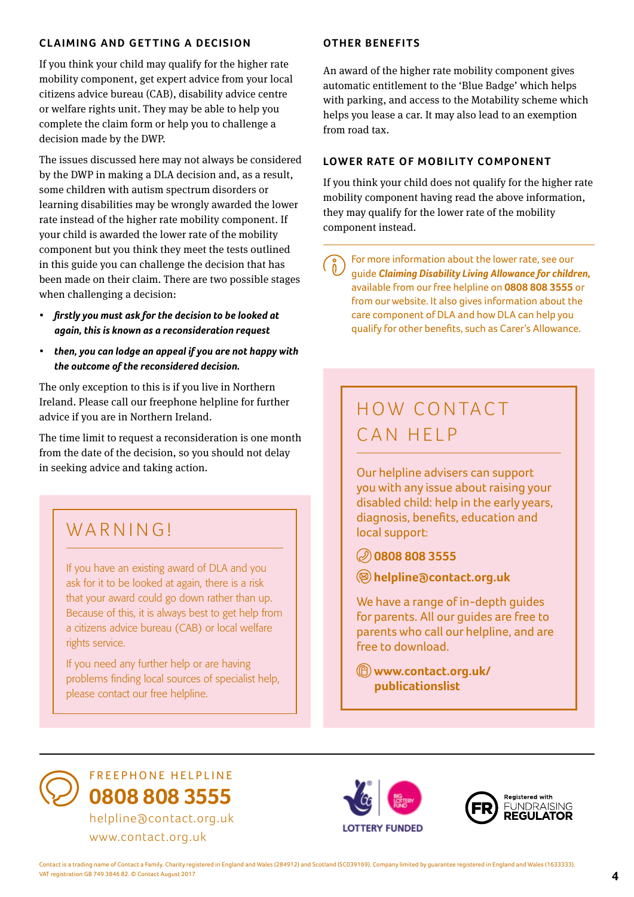## CLAIMING AND GETTING A DECISION

If you think your child may qualify for the higher rate mobility component, get expert advice from your local citizens advice bureau (CAB), disability advice centre or welfare rights unit. They may be able to help you complete the claim form or help you to challenge a decision made by the DWP.

The issues discussed here may not always be considered by the DWP in making a DLA decision and, as a result, some children with autism spectrum disorders or learning disabilities may be wrongly awarded the lower rate instead of the higher rate mobility component. If your child is awarded the lower rate of the mobility component but you think they meet the tests outlined in this guide you can challenge the decision that has been made on their claim. There are two possible stages when challenging a decision:

- ***firstly you must ask for the decision to be looked at again, this is known as a reconsideration request***
- ***then, you can lodge an appeal if you are not happy with the outcome of the reconsidered decision.***

The only exception to this is if you live in Northern Ireland. Please call our freephone helpline for further advice if you are in Northern Ireland.

The time limit to request a reconsideration is one month from the date of the decision, so you should not delay in seeking advice and taking action.

## WARNING!

If you have an existing award of DLA and you ask for it to be looked at again, there is a risk that your award could go down rather than up. Because of this, it is always best to get help from a citizens advice bureau (CAB) or local welfare rights service.

If you need any further help or are having problems finding local sources of specialist help, please contact our free helpline.

## OTHER BENEFITS

An award of the higher rate mobility component gives automatic entitlement to the 'Blue Badge' which helps with parking, and access to the Motability scheme which helps you lease a car. It may also lead to an exemption from road tax.

## LOWER RATE OF MOBILITY COMPONENT

If you think your child does not qualify for the higher rate mobility component having read the above information, they may qualify for the lower rate of the mobility component instead.

For more information about the lower rate, see our guide ***Claiming Disability Living Allowance for children,*** available from our free helpline on **0808 808 3555** or from our website. It also gives information about the care component of DLA and how DLA can help you qualify for other benefits, such as Carer's Allowance.

## HOW CONTACT CAN HELP

Our helpline advisers can support you with any issue about raising your disabled child: help in the early years, diagnosis, benefits, education and local support:

**0808 808 3555**

**helpline@contact.org.uk**

We have a range of in-depth guides for parents. All our guides are free to parents who call our helpline, and are free to download.

**www.contact.org.uk/publicationslist**

FREEPHONE HELPLINE
**0808 808 3555**
helpline@contact.org.uk
www.contact.org.uk

LOTTERY FUNDED

Registered with FUNDRAISING REGULATOR

Contact is a trading name of Contact a Family. Charity registered in England and Wales (284912) and Scotland (SC039169). Company limited by guarantee registered in England and Wales (1633333). VAT registration GB 749 3846 82. © Contact August 2017